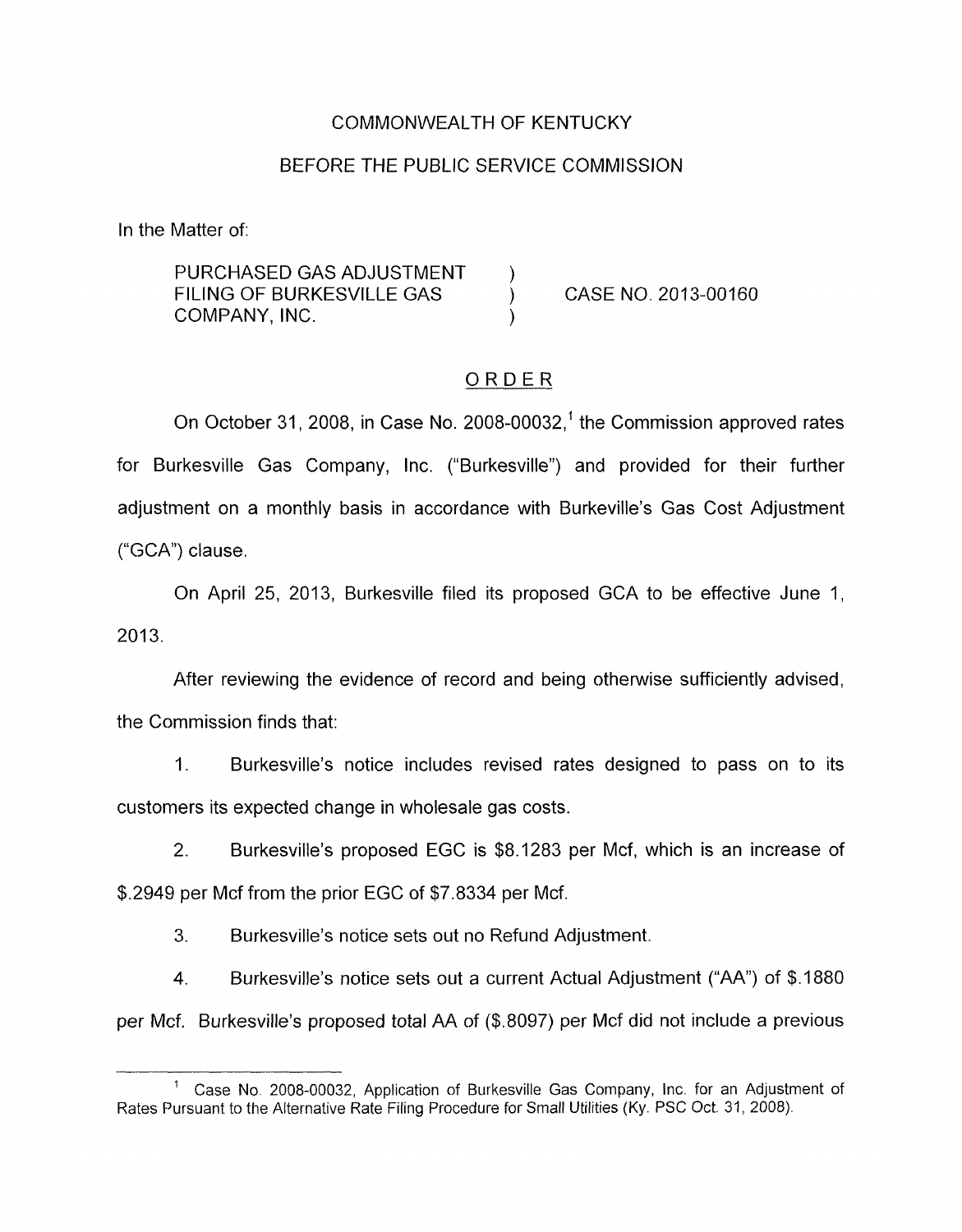COMMONWEALTH OF KENTUCKY

BEFORE THE PUBLIC SERVICE COMMISSION

In the Matter of:

| | | |
|---|---|---|
| PURCHASED GAS ADJUSTMENT FILING OF BURKESVILLE GAS COMPANY, INC. | ) ) ) | CASE NO. 2013-00160 |

ORDER

On October 31, 2008, in Case No. 2008-00032,[1] the Commission approved rates for Burkesville Gas Company, Inc. ("Burkesville") and provided for their further adjustment on a monthly basis in accordance with Burkeville's Gas Cost Adjustment ("GCA") clause.

On April 25, 2013, Burkesville filed its proposed GCA to be effective June 1, 2013.

After reviewing the evidence of record and being otherwise sufficiently advised, the Commission finds that:

1. Burkesville's notice includes revised rates designed to pass on to its customers its expected change in wholesale gas costs.

2. Burkesville's proposed EGC is $8.1283 per Mcf, which is an increase of $.2949 per Mcf from the prior EGC of $7.8334 per Mcf.

3. Burkesville's notice sets out no Refund Adjustment.

4. Burkesville's notice sets out a current Actual Adjustment ("AA") of $.1880 per Mcf. Burkesville's proposed total AA of ($.8097) per Mcf did not include a previous

[1] Case No. 2008-00032, Application of Burkesville Gas Company, Inc. for an Adjustment of Rates Pursuant to the Alternative Rate Filing Procedure for Small Utilities (Ky. PSC Oct. 31, 2008).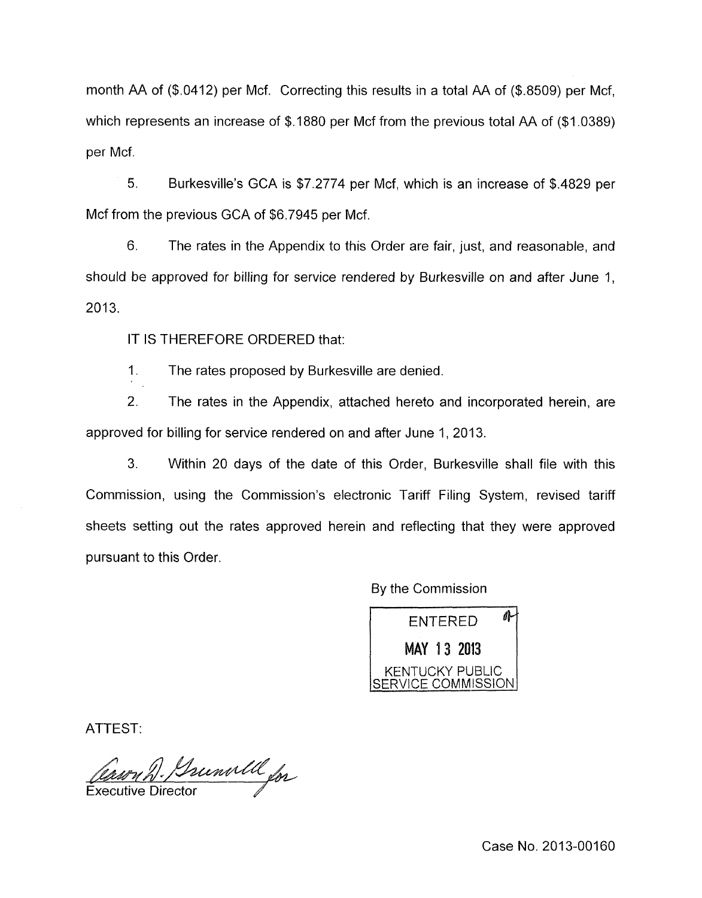month AA of ($.0412) per Mcf. Correcting this results in a total AA of ($.8509) per Mcf, which represents an increase of $.1880 per Mcf from the previous total AA of ($1.0389) per Mcf.

5. Burkesville's GCA is $7.2774 per Mcf, which is an increase of $.4829 per Mcf from the previous GCA of $6.7945 per Mcf.

6. The rates in the Appendix to this Order are fair, just, and reasonable, and should be approved for billing for service rendered by Burkesville on and after June 1, 2013.

IT IS THEREFORE ORDERED that:

1. The rates proposed by Burkesville are denied.

2. The rates in the Appendix, attached hereto and incorporated herein, are approved for billing for service rendered on and after June 1, 2013.

3. Within 20 days of the date of this Order, Burkesville shall file with this Commission, using the Commission's electronic Tariff Filing System, revised tariff sheets setting out the rates approved herein and reflecting that they were approved pursuant to this Order.

By the Commission

ENTERED
MAY 13 2013
KENTUCKY PUBLIC SERVICE COMMISSION

ATTEST:

Executive Director

Case No. 2013-00160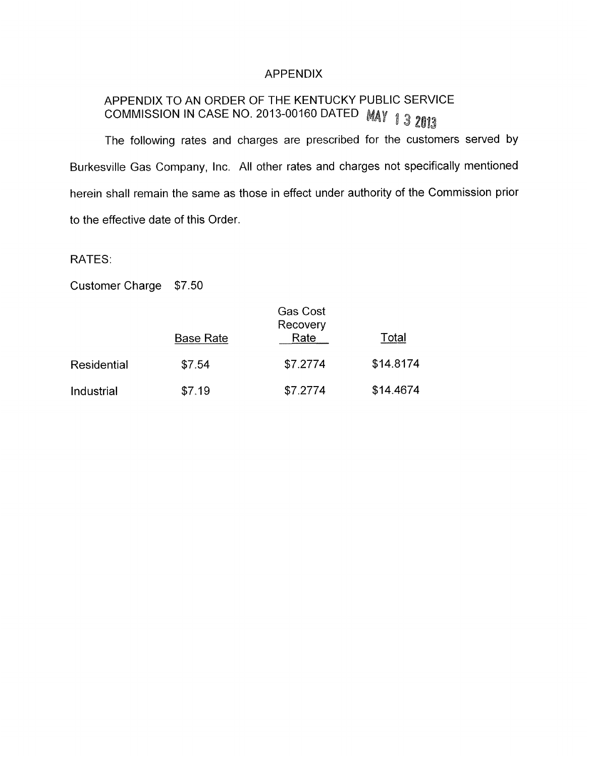# APPENDIX

## APPENDIX TO AN ORDER OF THE KENTUCKY PUBLIC SERVICE COMMISSION IN CASE NO. 2013-00160 DATED MAY 13 2013

The following rates and charges are prescribed for the customers served by Burkesville Gas Company, Inc. All other rates and charges not specifically mentioned herein shall remain the same as those in effect under authority of the Commission prior to the effective date of this Order.

RATES:

Customer Charge $7.50

| | Base Rate | Gas Cost Recovery Rate | Total |
|---|---|---|---|
| Residential | $7.54 | $7.2774 | $14.8174 |
| Industrial | $7.19 | $7.2774 | $14.4674 |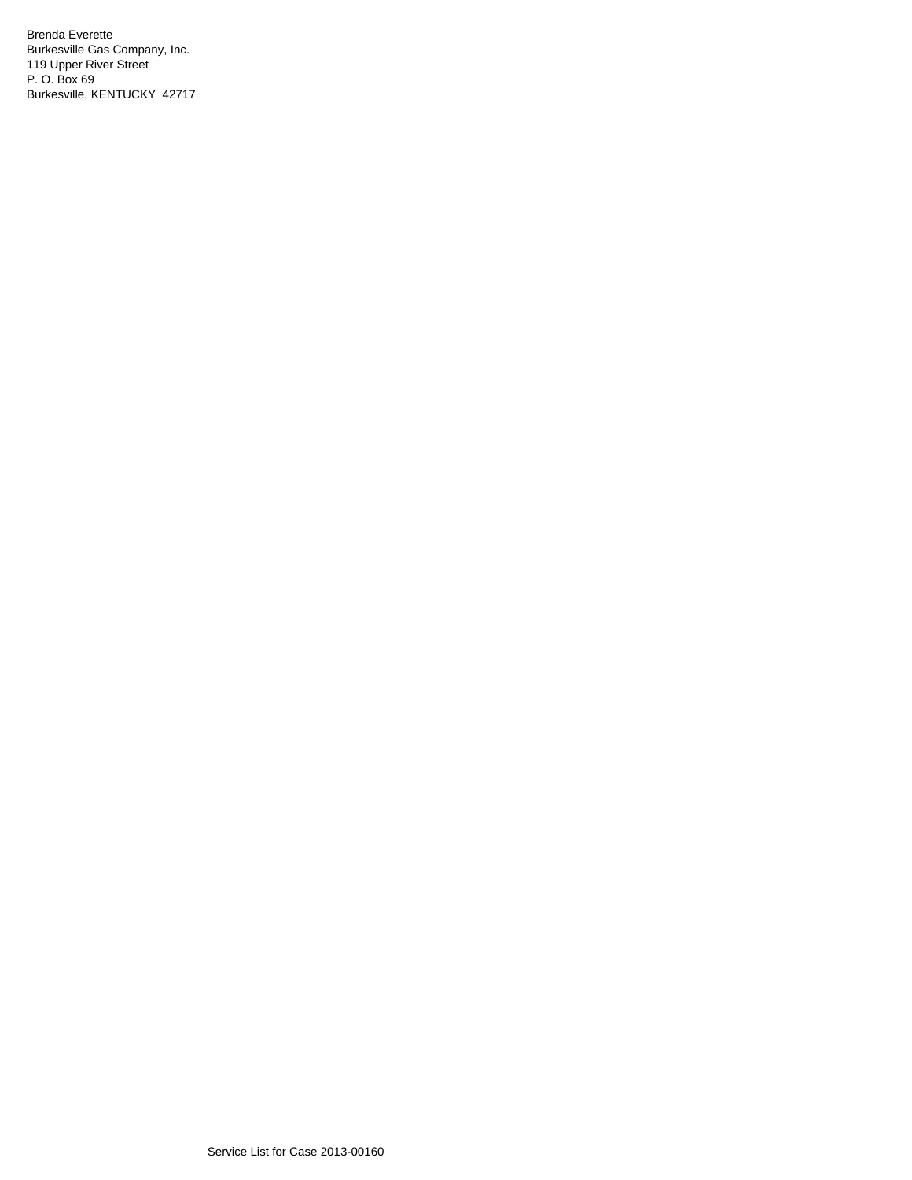Brenda Everette
Burkesville Gas Company, Inc.
119 Upper River Street
P. O. Box 69
Burkesville, KENTUCKY  42717